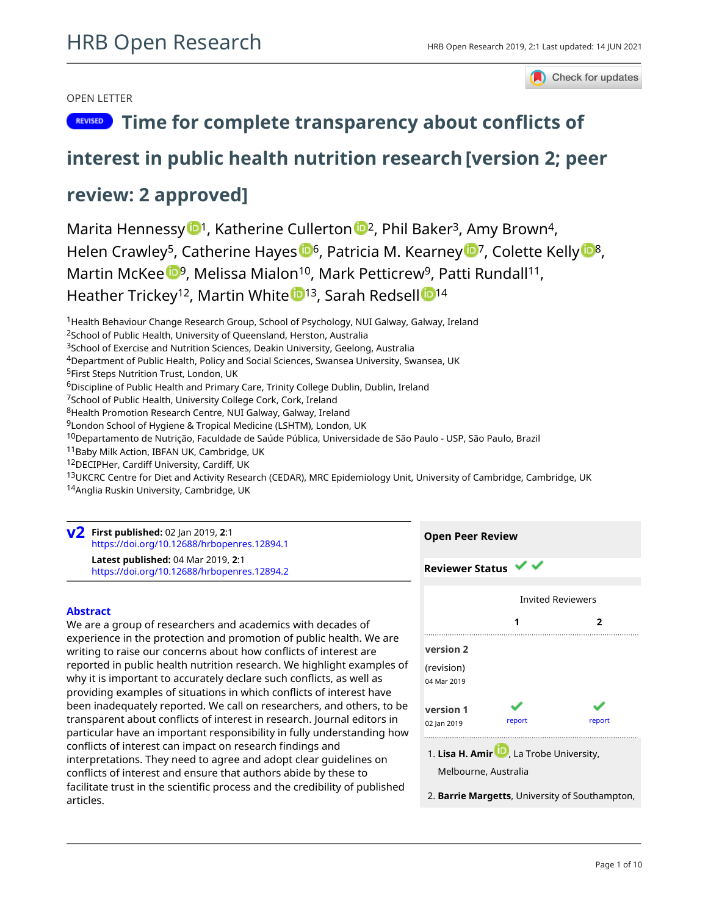OPEN LETTER

# REVISED Time for complete transparency about conflicts of interest in public health nutrition research [version 2; peer review: 2 approved]

Marita Hennessy[1], Katherine Cullerton[2], Phil Baker[3], Amy Brown[4], Helen Crawley[5], Catherine Hayes[6], Patricia M. Kearney[7], Colette Kelly[8], Martin McKee[9], Melissa Mialon[10], Mark Petticrew[9], Patti Rundall[11], Heather Trickey[12], Martin White[13], Sarah Redsell[14]

[1]Health Behaviour Change Research Group, School of Psychology, NUI Galway, Galway, Ireland
[2]School of Public Health, University of Queensland, Herston, Australia
[3]School of Exercise and Nutrition Sciences, Deakin University, Geelong, Australia
[4]Department of Public Health, Policy and Social Sciences, Swansea University, Swansea, UK
[5]First Steps Nutrition Trust, London, UK
[6]Discipline of Public Health and Primary Care, Trinity College Dublin, Dublin, Ireland
[7]School of Public Health, University College Cork, Cork, Ireland
[8]Health Promotion Research Centre, NUI Galway, Galway, Ireland
[9]London School of Hygiene & Tropical Medicine (LSHTM), London, UK
[10]Departamento de Nutrição, Faculdade de Saúde Pública, Universidade de São Paulo - USP, São Paulo, Brazil
[11]Baby Milk Action, IBFAN UK, Cambridge, UK
[12]DECIPHer, Cardiff University, Cardiff, UK
[13]UKCRC Centre for Diet and Activity Research (CEDAR), MRC Epidemiology Unit, University of Cambridge, Cambridge, UK
[14]Anglia Ruskin University, Cambridge, UK

**v2** **First published:** 02 Jan 2019, **2**:1
https://doi.org/10.12688/hrbopenres.12894.1
**Latest published:** 04 Mar 2019, **2**:1
https://doi.org/10.12688/hrbopenres.12894.2

## Abstract

We are a group of researchers and academics with decades of experience in the protection and promotion of public health. We are writing to raise our concerns about how conflicts of interest are reported in public health nutrition research. We highlight examples of why it is important to accurately declare such conflicts, as well as providing examples of situations in which conflicts of interest have been inadequately reported. We call on researchers, and others, to be transparent about conflicts of interest in research. Journal editors in particular have an important responsibility in fully understanding how conflicts of interest can impact on research findings and interpretations. They need to agree and adopt clear guidelines on conflicts of interest and ensure that authors abide by these to facilitate trust in the scientific process and the credibility of published articles.

**Open Peer Review**

**Reviewer Status** ✔ ✔

| | Invited Reviewers | |
|---|---|---|
| | **1** | **2** |
| **version 2** (revision) 04 Mar 2019 | | |
| **version 1** 02 Jan 2019 | ✔ report | ✔ report |

1. **Lisa H. Amir**, La Trobe University, Melbourne, Australia

2. **Barrie Margetts**, University of Southampton,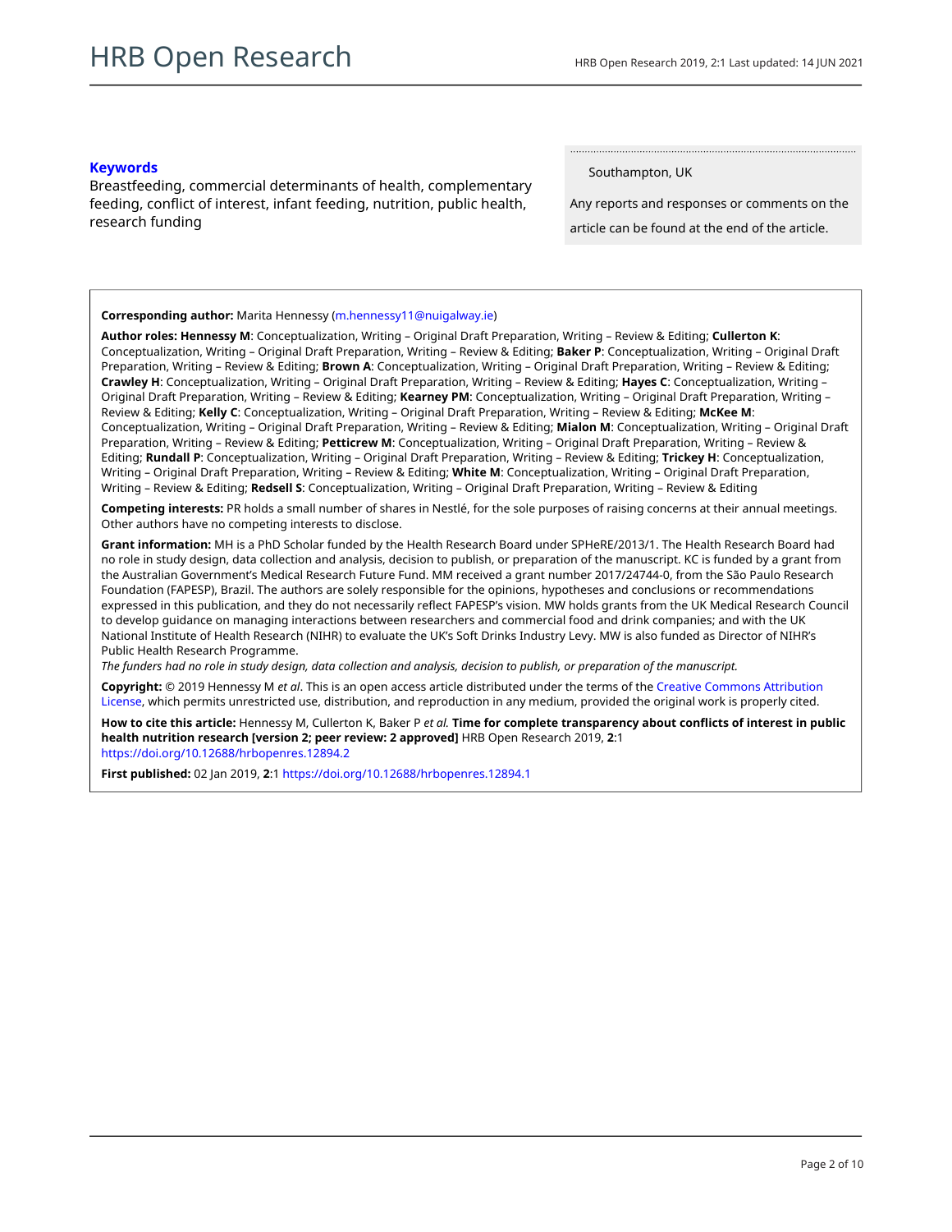**Keywords**

Breastfeeding, commercial determinants of health, complementary feeding, conflict of interest, infant feeding, nutrition, public health, research funding

Southampton, UK

Any reports and responses or comments on the article can be found at the end of the article.

**Corresponding author:** Marita Hennessy (m.hennessy11@nuigalway.ie)

**Author roles: Hennessy M**: Conceptualization, Writing – Original Draft Preparation, Writing – Review & Editing; **Cullerton K**: Conceptualization, Writing – Original Draft Preparation, Writing – Review & Editing; **Baker P**: Conceptualization, Writing – Original Draft Preparation, Writing – Review & Editing; **Brown A**: Conceptualization, Writing – Original Draft Preparation, Writing – Review & Editing; **Crawley H**: Conceptualization, Writing – Original Draft Preparation, Writing – Review & Editing; **Hayes C**: Conceptualization, Writing – Original Draft Preparation, Writing – Review & Editing; **Kearney PM**: Conceptualization, Writing – Original Draft Preparation, Writing – Review & Editing; **Kelly C**: Conceptualization, Writing – Original Draft Preparation, Writing – Review & Editing; **McKee M**: Conceptualization, Writing – Original Draft Preparation, Writing – Review & Editing; **Mialon M**: Conceptualization, Writing – Original Draft Preparation, Writing – Review & Editing; **Petticrew M**: Conceptualization, Writing – Original Draft Preparation, Writing – Review & Editing; **Rundall P**: Conceptualization, Writing – Original Draft Preparation, Writing – Review & Editing; **Trickey H**: Conceptualization, Writing – Original Draft Preparation, Writing – Review & Editing; **White M**: Conceptualization, Writing – Original Draft Preparation, Writing – Review & Editing; **Redsell S**: Conceptualization, Writing – Original Draft Preparation, Writing – Review & Editing

**Competing interests:** PR holds a small number of shares in Nestlé, for the sole purposes of raising concerns at their annual meetings. Other authors have no competing interests to disclose.

**Grant information:** MH is a PhD Scholar funded by the Health Research Board under SPHeRE/2013/1. The Health Research Board had no role in study design, data collection and analysis, decision to publish, or preparation of the manuscript. KC is funded by a grant from the Australian Government's Medical Research Future Fund. MM received a grant number 2017/24744-0, from the São Paulo Research Foundation (FAPESP), Brazil. The authors are solely responsible for the opinions, hypotheses and conclusions or recommendations expressed in this publication, and they do not necessarily reflect FAPESP's vision. MW holds grants from the UK Medical Research Council to develop guidance on managing interactions between researchers and commercial food and drink companies; and with the UK National Institute of Health Research (NIHR) to evaluate the UK's Soft Drinks Industry Levy. MW is also funded as Director of NIHR's Public Health Research Programme.

*The funders had no role in study design, data collection and analysis, decision to publish, or preparation of the manuscript.*

**Copyright:** © 2019 Hennessy M *et al*. This is an open access article distributed under the terms of the Creative Commons Attribution License, which permits unrestricted use, distribution, and reproduction in any medium, provided the original work is properly cited.

**How to cite this article:** Hennessy M, Cullerton K, Baker P *et al.* **Time for complete transparency about conflicts of interest in public health nutrition research [version 2; peer review: 2 approved]** HRB Open Research 2019, **2**:1 https://doi.org/10.12688/hrbopenres.12894.2

**First published:** 02 Jan 2019, **2**:1 https://doi.org/10.12688/hrbopenres.12894.1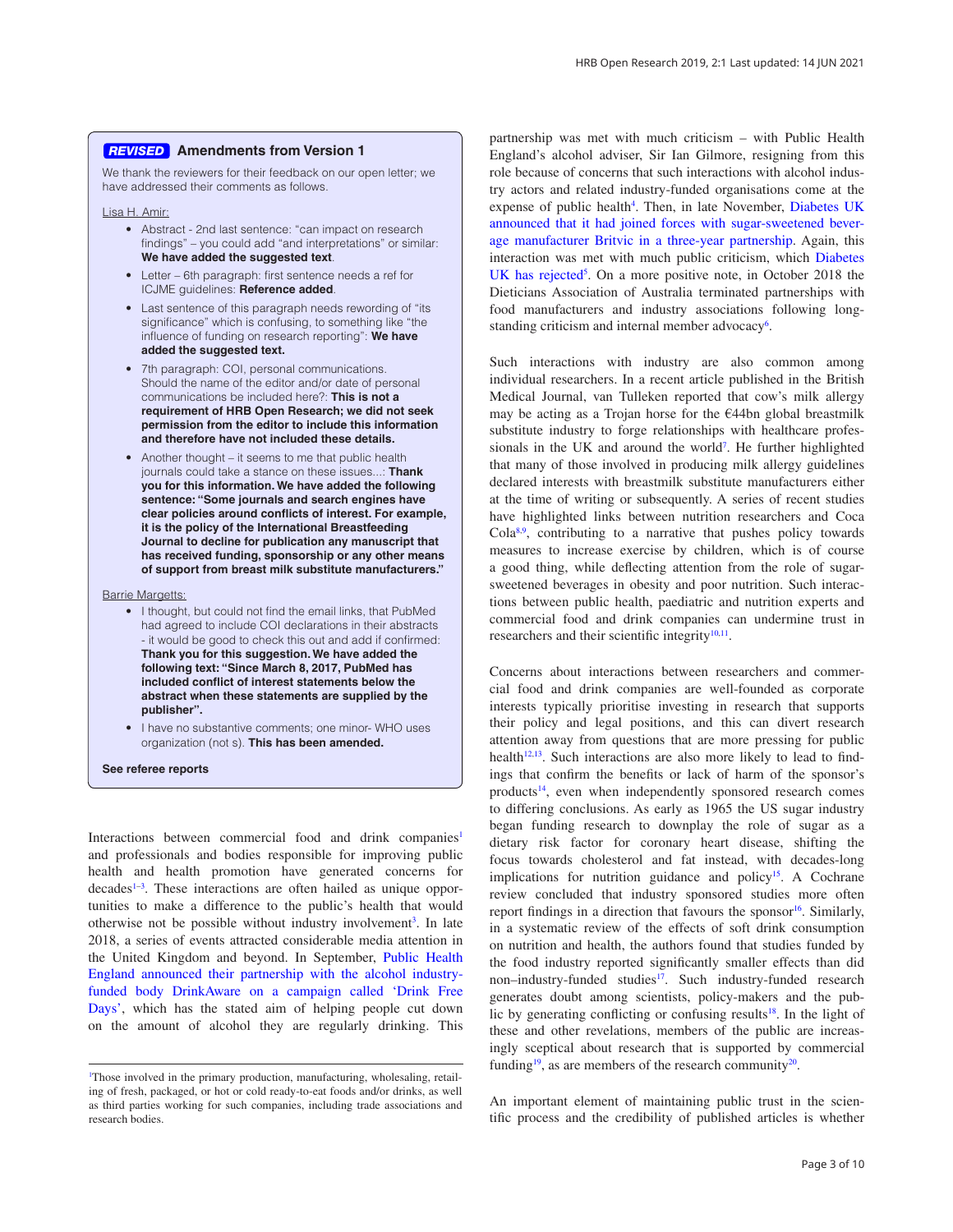**REVISED** **Amendments from Version 1**

We thank the reviewers for their feedback on our open letter; we have addressed their comments as follows.

Lisa H. Amir:

- Abstract - 2nd last sentence: "can impact on research findings" – you could add "and interpretations" or similar: **We have added the suggested text**.
- Letter – 6th paragraph: first sentence needs a ref for ICJME guidelines: **Reference added**.
- Last sentence of this paragraph needs rewording of "its significance" which is confusing, to something like "the influence of funding on research reporting": **We have added the suggested text.**
- 7th paragraph: COI, personal communications. Should the name of the editor and/or date of personal communications be included here?: **This is not a requirement of HRB Open Research; we did not seek permission from the editor to include this information and therefore have not included these details.**
- Another thought – it seems to me that public health journals could take a stance on these issues...: **Thank you for this information. We have added the following sentence: "Some journals and search engines have clear policies around conflicts of interest. For example, it is the policy of the International Breastfeeding Journal to decline for publication any manuscript that has received funding, sponsorship or any other means of support from breast milk substitute manufacturers."**

Barrie Margetts:

- I thought, but could not find the email links, that PubMed had agreed to include COI declarations in their abstracts - it would be good to check this out and add if confirmed: **Thank you for this suggestion. We have added the following text: "Since March 8, 2017, PubMed has included conflict of interest statements below the abstract when these statements are supplied by the publisher".**
- I have no substantive comments; one minor- WHO uses organization (not s). **This has been amended.**

**See referee reports**

Interactions between commercial food and drink companies[1] and professionals and bodies responsible for improving public health and health promotion have generated concerns for decades[1–3]. These interactions are often hailed as unique opportunities to make a difference to the public's health that would otherwise not be possible without industry involvement[3]. In late 2018, a series of events attracted considerable media attention in the United Kingdom and beyond. In September, Public Health England announced their partnership with the alcohol industry-funded body DrinkAware on a campaign called 'Drink Free Days', which has the stated aim of helping people cut down on the amount of alcohol they are regularly drinking. This partnership was met with much criticism – with Public Health England's alcohol adviser, Sir Ian Gilmore, resigning from this role because of concerns that such interactions with alcohol industry actors and related industry-funded organisations come at the expense of public health[4]. Then, in late November, Diabetes UK announced that it had joined forces with sugar-sweetened beverage manufacturer Britvic in a three-year partnership. Again, this interaction was met with much public criticism, which Diabetes UK has rejected[5]. On a more positive note, in October 2018 the Dieticians Association of Australia terminated partnerships with food manufacturers and industry associations following longstanding criticism and internal member advocacy[6].

Such interactions with industry are also common among individual researchers. In a recent article published in the British Medical Journal, van Tulleken reported that cow's milk allergy may be acting as a Trojan horse for the €44bn global breastmilk substitute industry to forge relationships with healthcare professionals in the UK and around the world[7]. He further highlighted that many of those involved in producing milk allergy guidelines declared interests with breastmilk substitute manufacturers either at the time of writing or subsequently. A series of recent studies have highlighted links between nutrition researchers and Coca Cola[8,9], contributing to a narrative that pushes policy towards measures to increase exercise by children, which is of course a good thing, while deflecting attention from the role of sugar-sweetened beverages in obesity and poor nutrition. Such interactions between public health, paediatric and nutrition experts and commercial food and drink companies can undermine trust in researchers and their scientific integrity[10,11].

Concerns about interactions between researchers and commercial food and drink companies are well-founded as corporate interests typically prioritise investing in research that supports their policy and legal positions, and this can divert research attention away from questions that are more pressing for public health[12,13]. Such interactions are also more likely to lead to findings that confirm the benefits or lack of harm of the sponsor's products[14], even when independently sponsored research comes to differing conclusions. As early as 1965 the US sugar industry began funding research to downplay the role of sugar as a dietary risk factor for coronary heart disease, shifting the focus towards cholesterol and fat instead, with decades-long implications for nutrition guidance and policy[15]. A Cochrane review concluded that industry sponsored studies more often report findings in a direction that favours the sponsor[16]. Similarly, in a systematic review of the effects of soft drink consumption on nutrition and health, the authors found that studies funded by the food industry reported significantly smaller effects than did non–industry-funded studies[17]. Such industry-funded research generates doubt among scientists, policy-makers and the public by generating conflicting or confusing results[18]. In the light of these and other revelations, members of the public are increasingly sceptical about research that is supported by commercial funding[19], as are members of the research community[20].

An important element of maintaining public trust in the scientific process and the credibility of published articles is whether

[1]Those involved in the primary production, manufacturing, wholesaling, retailing of fresh, packaged, or hot or cold ready-to-eat foods and/or drinks, as well as third parties working for such companies, including trade associations and research bodies.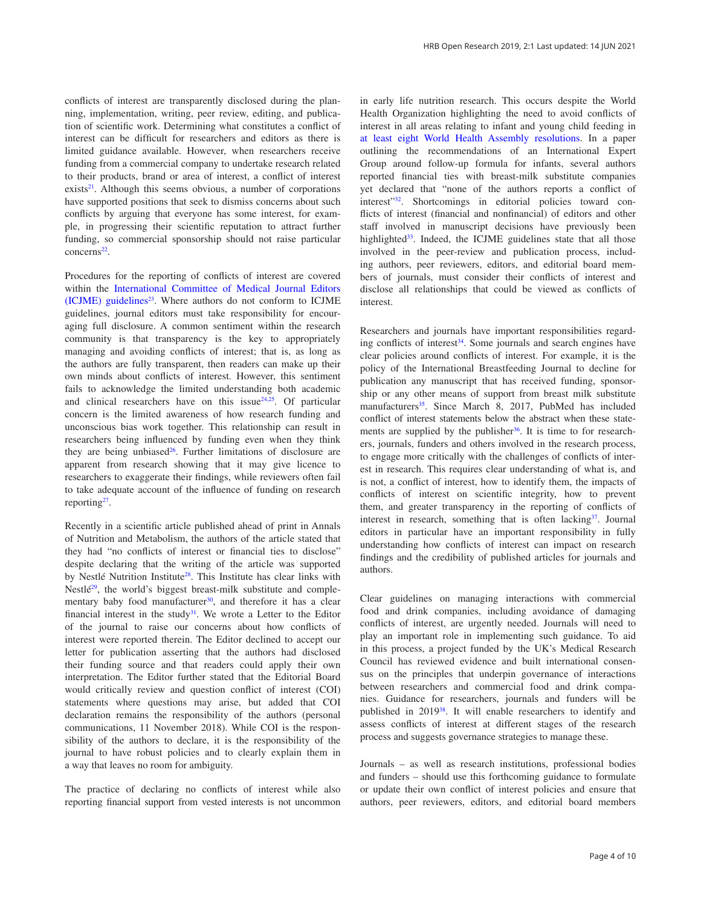conflicts of interest are transparently disclosed during the planning, implementation, writing, peer review, editing, and publication of scientific work. Determining what constitutes a conflict of interest can be difficult for researchers and editors as there is limited guidance available. However, when researchers receive funding from a commercial company to undertake research related to their products, brand or area of interest, a conflict of interest exists[21]. Although this seems obvious, a number of corporations have supported positions that seek to dismiss concerns about such conflicts by arguing that everyone has some interest, for example, in progressing their scientific reputation to attract further funding, so commercial sponsorship should not raise particular concerns[22].

Procedures for the reporting of conflicts of interest are covered within the International Committee of Medical Journal Editors (ICJME) guidelines[23]. Where authors do not conform to ICJME guidelines, journal editors must take responsibility for encouraging full disclosure. A common sentiment within the research community is that transparency is the key to appropriately managing and avoiding conflicts of interest; that is, as long as the authors are fully transparent, then readers can make up their own minds about conflicts of interest. However, this sentiment fails to acknowledge the limited understanding both academic and clinical researchers have on this issue[24,25]. Of particular concern is the limited awareness of how research funding and unconscious bias work together. This relationship can result in researchers being influenced by funding even when they think they are being unbiased[26]. Further limitations of disclosure are apparent from research showing that it may give licence to researchers to exaggerate their findings, while reviewers often fail to take adequate account of the influence of funding on research reporting[27].

Recently in a scientific article published ahead of print in Annals of Nutrition and Metabolism, the authors of the article stated that they had "no conflicts of interest or financial ties to disclose" despite declaring that the writing of the article was supported by Nestlé Nutrition Institute[28]. This Institute has clear links with Nestlé[29], the world's biggest breast-milk substitute and complementary baby food manufacturer[30], and therefore it has a clear financial interest in the study[31]. We wrote a Letter to the Editor of the journal to raise our concerns about how conflicts of interest were reported therein. The Editor declined to accept our letter for publication asserting that the authors had disclosed their funding source and that readers could apply their own interpretation. The Editor further stated that the Editorial Board would critically review and question conflict of interest (COI) statements where questions may arise, but added that COI declaration remains the responsibility of the authors (personal communications, 11 November 2018). While COI is the responsibility of the authors to declare, it is the responsibility of the journal to have robust policies and to clearly explain them in a way that leaves no room for ambiguity.

The practice of declaring no conflicts of interest while also reporting financial support from vested interests is not uncommon in early life nutrition research. This occurs despite the World Health Organization highlighting the need to avoid conflicts of interest in all areas relating to infant and young child feeding in at least eight World Health Assembly resolutions. In a paper outlining the recommendations of an International Expert Group around follow-up formula for infants, several authors reported financial ties with breast-milk substitute companies yet declared that "none of the authors reports a conflict of interest"[32]. Shortcomings in editorial policies toward conflicts of interest (financial and nonfinancial) of editors and other staff involved in manuscript decisions have previously been highlighted[33]. Indeed, the ICJME guidelines state that all those involved in the peer-review and publication process, including authors, peer reviewers, editors, and editorial board members of journals, must consider their conflicts of interest and disclose all relationships that could be viewed as conflicts of interest.

Researchers and journals have important responsibilities regarding conflicts of interest[34]. Some journals and search engines have clear policies around conflicts of interest. For example, it is the policy of the International Breastfeeding Journal to decline for publication any manuscript that has received funding, sponsorship or any other means of support from breast milk substitute manufacturers[35]. Since March 8, 2017, PubMed has included conflict of interest statements below the abstract when these statements are supplied by the publisher[36]. It is time to for researchers, journals, funders and others involved in the research process, to engage more critically with the challenges of conflicts of interest in research. This requires clear understanding of what is, and is not, a conflict of interest, how to identify them, the impacts of conflicts of interest on scientific integrity, how to prevent them, and greater transparency in the reporting of conflicts of interest in research, something that is often lacking[37]. Journal editors in particular have an important responsibility in fully understanding how conflicts of interest can impact on research findings and the credibility of published articles for journals and authors.

Clear guidelines on managing interactions with commercial food and drink companies, including avoidance of damaging conflicts of interest, are urgently needed. Journals will need to play an important role in implementing such guidance. To aid in this process, a project funded by the UK's Medical Research Council has reviewed evidence and built international consensus on the principles that underpin governance of interactions between researchers and commercial food and drink companies. Guidance for researchers, journals and funders will be published in 2019[38]. It will enable researchers to identify and assess conflicts of interest at different stages of the research process and suggests governance strategies to manage these.

Journals – as well as research institutions, professional bodies and funders – should use this forthcoming guidance to formulate or update their own conflict of interest policies and ensure that authors, peer reviewers, editors, and editorial board members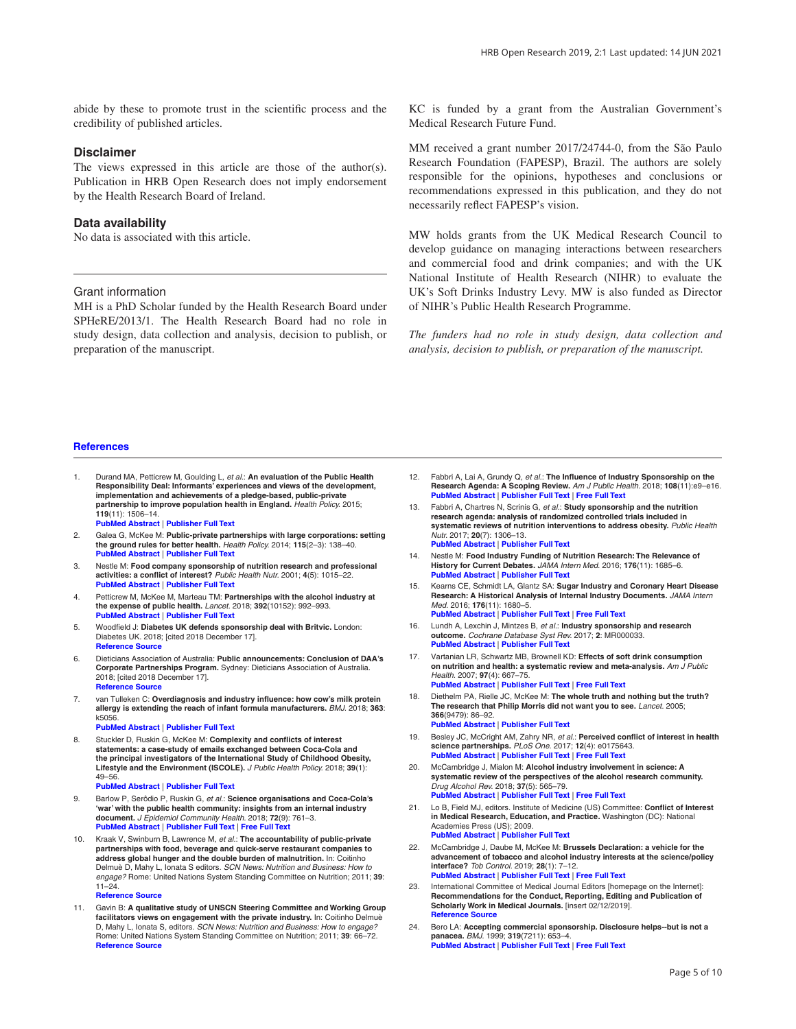abide by these to promote trust in the scientific process and the credibility of published articles.

## Disclaimer

The views expressed in this article are those of the author(s). Publication in HRB Open Research does not imply endorsement by the Health Research Board of Ireland.

## Data availability

No data is associated with this article.

## Grant information

MH is a PhD Scholar funded by the Health Research Board under SPHeRE/2013/1. The Health Research Board had no role in study design, data collection and analysis, decision to publish, or preparation of the manuscript.

KC is funded by a grant from the Australian Government's Medical Research Future Fund.

MM received a grant number 2017/24744-0, from the São Paulo Research Foundation (FAPESP), Brazil. The authors are solely responsible for the opinions, hypotheses and conclusions or recommendations expressed in this publication, and they do not necessarily reflect FAPESP's vision.

MW holds grants from the UK Medical Research Council to develop guidance on managing interactions between researchers and commercial food and drink companies; and with the UK National Institute of Health Research (NIHR) to evaluate the UK's Soft Drinks Industry Levy. MW is also funded as Director of NIHR's Public Health Research Programme.

*The funders had no role in study design, data collection and analysis, decision to publish, or preparation of the manuscript.*

## References

1. Durand MA, Petticrew M, Goulding L, *et al.*: **An evaluation of the Public Health Responsibility Deal: Informants' experiences and views of the development, implementation and achievements of a pledge-based, public-private partnership to improve population health in England.** *Health Policy.* 2015; **119**(11): 1506–14.
   PubMed Abstract | Publisher Full Text
2. Galea G, McKee M: **Public-private partnerships with large corporations: setting the ground rules for better health.** *Health Policy.* 2014; **115**(2–3): 138–40.
   PubMed Abstract | Publisher Full Text
3. Nestle M: **Food company sponsorship of nutrition research and professional activities: a conflict of interest?** *Public Health Nutr.* 2001; **4**(5): 1015–22.
   PubMed Abstract | Publisher Full Text
4. Petticrew M, McKee M, Marteau TM: **Partnerships with the alcohol industry at the expense of public health.** *Lancet.* 2018; **392**(10152): 992–993.
   PubMed Abstract | Publisher Full Text
5. Woodfield J: **Diabetes UK defends sponsorship deal with Britvic.** London: Diabetes UK. 2018; [cited 2018 December 17].
   Reference Source
6. Dieticians Association of Australia: **Public announcements: Conclusion of DAA's Corporate Partnerships Program.** Sydney: Dieticians Association of Australia. 2018; [cited 2018 December 17].
   Reference Source
7. van Tulleken C: **Overdiagnosis and industry influence: how cow's milk protein allergy is extending the reach of infant formula manufacturers.** *BMJ.* 2018; **363**: k5056.
   PubMed Abstract | Publisher Full Text
8. Stuckler D, Ruskin G, McKee M: **Complexity and conflicts of interest statements: a case-study of emails exchanged between Coca-Cola and the principal investigators of the International Study of Childhood Obesity, Lifestyle and the Environment (ISCOLE).** *J Public Health Policy.* 2018; **39**(1): 49–56.
   PubMed Abstract | Publisher Full Text
9. Barlow P, Serôdio P, Ruskin G, *et al.*: **Science organisations and Coca-Cola's 'war' with the public health community: insights from an internal industry document.** *J Epidemiol Community Health.* 2018; **72**(9): 761–3.
   PubMed Abstract | Publisher Full Text | Free Full Text
10. Kraak V, Swinburn B, Lawrence M, *et al.*: **The accountability of public-private partnerships with food, beverage and quick-serve restaurant companies to address global hunger and the double burden of malnutrition.** In: Coitinho Delmuè D, Mahy L, Ionata S editors. *SCN News: Nutrition and Business: How to engage?* Rome: United Nations System Standing Committee on Nutrition; 2011; **39**: 11–24.
    Reference Source
11. Gavin B: **A qualitative study of UNSCN Steering Committee and Working Group facilitators views on engagement with the private industry.** In: Coitinho Delmuè D, Mahy L, Ionata S, editors. *SCN News: Nutrition and Business: How to engage?* Rome: United Nations System Standing Committee on Nutrition; 2011; **39**: 66–72.
    Reference Source
12. Fabbri A, Lai A, Grundy Q, *et al.*: **The Influence of Industry Sponsorship on the Research Agenda: A Scoping Review.** *Am J Public Health.* 2018; **108**(11):e9–e16.
    PubMed Abstract | Publisher Full Text | Free Full Text
13. Fabbri A, Chartres N, Scrinis G, *et al.*: **Study sponsorship and the nutrition research agenda: analysis of randomized controlled trials included in systematic reviews of nutrition interventions to address obesity.** *Public Health Nutr.* 2017; **20**(7): 1306–13.
    PubMed Abstract | Publisher Full Text
14. Nestle M: **Food Industry Funding of Nutrition Research: The Relevance of History for Current Debates.** *JAMA Intern Med.* 2016; **176**(11): 1685–6.
    PubMed Abstract | Publisher Full Text
15. Kearns CE, Schmidt LA, Glantz SA: **Sugar Industry and Coronary Heart Disease Research: A Historical Analysis of Internal Industry Documents.** *JAMA Intern Med.* 2016; **176**(11): 1680–5.
    PubMed Abstract | Publisher Full Text | Free Full Text
16. Lundh A, Lexchin J, Mintzes B, *et al.*: **Industry sponsorship and research outcome.** *Cochrane Database Syst Rev.* 2017; **2**: MR000033.
    PubMed Abstract | Publisher Full Text
17. Vartanian LR, Schwartz MB, Brownell KD: **Effects of soft drink consumption on nutrition and health: a systematic review and meta-analysis.** *Am J Public Health.* 2007; **97**(4): 667–75.
    PubMed Abstract | Publisher Full Text | Free Full Text
18. Diethelm PA, Rielle JC, McKee M: **The whole truth and nothing but the truth? The research that Philip Morris did not want you to see.** *Lancet.* 2005; **366**(9479): 86–92.
    PubMed Abstract | Publisher Full Text
19. Besley JC, McCright AM, Zahry NR, *et al.*: **Perceived conflict of interest in health science partnerships.** *PLoS One.* 2017; **12**(4): e0175643.
    PubMed Abstract | Publisher Full Text | Free Full Text
20. McCambridge J, Mialon M: **Alcohol industry involvement in science: A systematic review of the perspectives of the alcohol research community.** *Drug Alcohol Rev.* 2018; **37**(5): 565–79.
    PubMed Abstract | Publisher Full Text | Free Full Text
21. Lo B, Field MJ, editors. Institute of Medicine (US) Committee: **Conflict of Interest in Medical Research, Education, and Practice.** Washington (DC): National Academies Press (US); 2009.
    PubMed Abstract | Publisher Full Text
22. McCambridge J, Daube M, McKee M: **Brussels Declaration: a vehicle for the advancement of tobacco and alcohol industry interests at the science/policy interface?** *Tob Control.* 2019; **28**(1): 7–12.
    PubMed Abstract | Publisher Full Text | Free Full Text
23. International Committee of Medical Journal Editors [homepage on the Internet]: **Recommendations for the Conduct, Reporting, Editing and Publication of Scholarly Work in Medical Journals.** [insert 02/12/2019].
    Reference Source
24. Bero LA: **Accepting commercial sponsorship. Disclosure helps--but is not a panacea.** *BMJ.* 1999; **319**(7211): 653–4.
    PubMed Abstract | Publisher Full Text | Free Full Text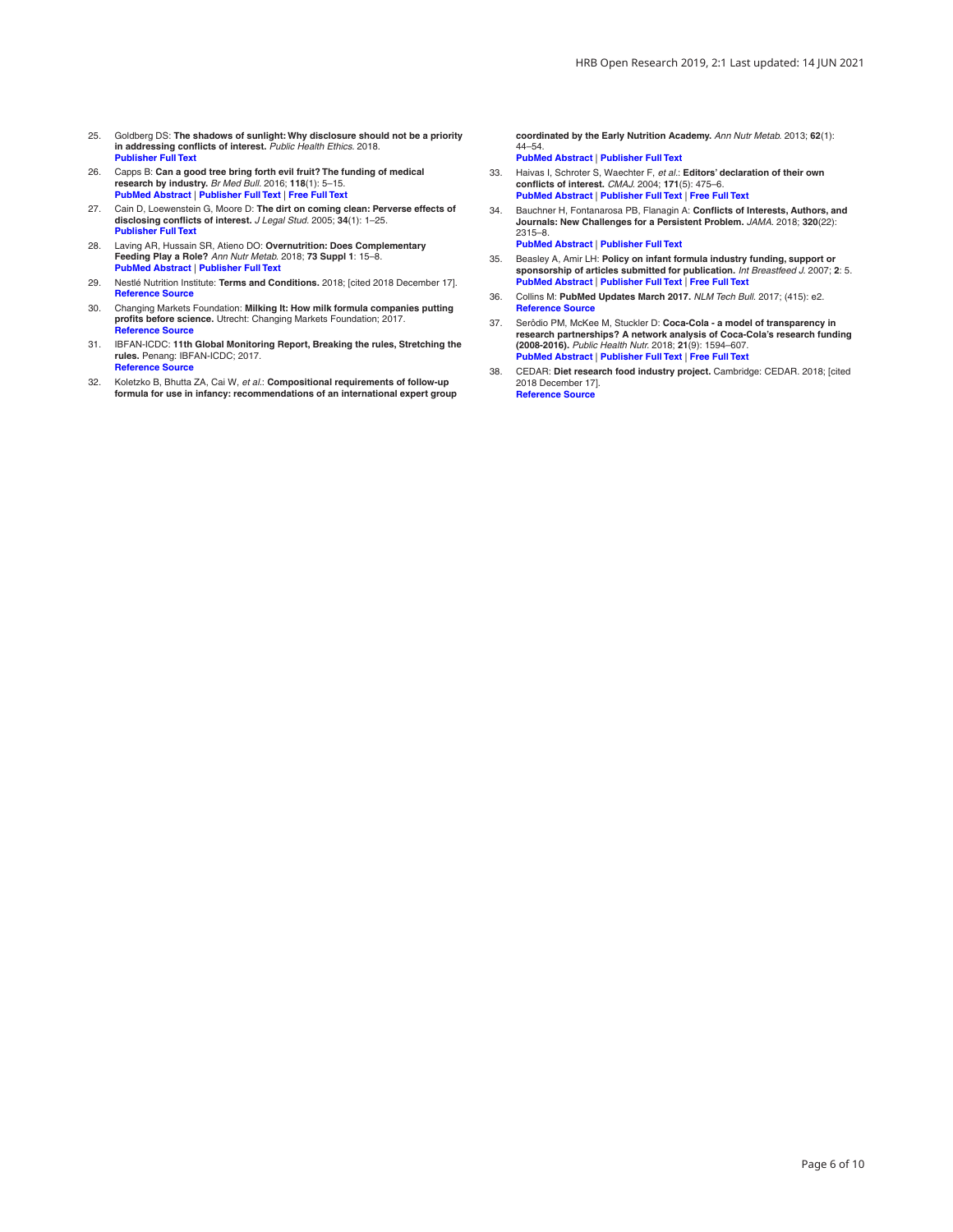25. Goldberg DS: **The shadows of sunlight: Why disclosure should not be a priority in addressing conflicts of interest.** *Public Health Ethics.* 2018.
**Publisher Full Text**

26. Capps B: **Can a good tree bring forth evil fruit? The funding of medical research by industry.** *Br Med Bull.* 2016; **118**(1): 5–15.
**PubMed Abstract** | **Publisher Full Text** | **Free Full Text**

27. Cain D, Loewenstein G, Moore D: **The dirt on coming clean: Perverse effects of disclosing conflicts of interest.** *J Legal Stud.* 2005; **34**(1): 1–25.
**Publisher Full Text**

28. Laving AR, Hussain SR, Atieno DO: **Overnutrition: Does Complementary Feeding Play a Role?** *Ann Nutr Metab.* 2018; **73 Suppl 1**: 15–8.
**PubMed Abstract** | **Publisher Full Text**

29. Nestlé Nutrition Institute: **Terms and Conditions.** 2018; [cited 2018 December 17].
**Reference Source**

30. Changing Markets Foundation: **Milking It: How milk formula companies putting profits before science.** Utrecht: Changing Markets Foundation; 2017.
**Reference Source**

31. IBFAN-ICDC: **11th Global Monitoring Report, Breaking the rules, Stretching the rules.** Penang: IBFAN-ICDC; 2017.
**Reference Source**

32. Koletzko B, Bhutta ZA, Cai W, *et al.*: **Compositional requirements of follow-up formula for use in infancy: recommendations of an international expert group coordinated by the Early Nutrition Academy.** *Ann Nutr Metab.* 2013; **62**(1): 44–54.
**PubMed Abstract** | **Publisher Full Text**

33. Haivas I, Schroter S, Waechter F, *et al.*: **Editors' declaration of their own conflicts of interest.** *CMAJ.* 2004; **171**(5): 475–6.
**PubMed Abstract** | **Publisher Full Text** | **Free Full Text**

34. Bauchner H, Fontanarosa PB, Flanagin A: **Conflicts of Interests, Authors, and Journals: New Challenges for a Persistent Problem.** *JAMA.* 2018; **320**(22): 2315–8.
**PubMed Abstract** | **Publisher Full Text**

35. Beasley A, Amir LH: **Policy on infant formula industry funding, support or sponsorship of articles submitted for publication.** *Int Breastfeed J.* 2007; **2**: 5.
**PubMed Abstract** | **Publisher Full Text** | **Free Full Text**

36. Collins M: **PubMed Updates March 2017.** *NLM Tech Bull.* 2017; (415): e2.
**Reference Source**

37. Serôdio PM, McKee M, Stuckler D: **Coca-Cola - a model of transparency in research partnerships? A network analysis of Coca-Cola's research funding (2008-2016).** *Public Health Nutr.* 2018; **21**(9): 1594–607.
**PubMed Abstract** | **Publisher Full Text** | **Free Full Text**

38. CEDAR: **Diet research food industry project.** Cambridge: CEDAR. 2018; [cited 2018 December 17].
**Reference Source**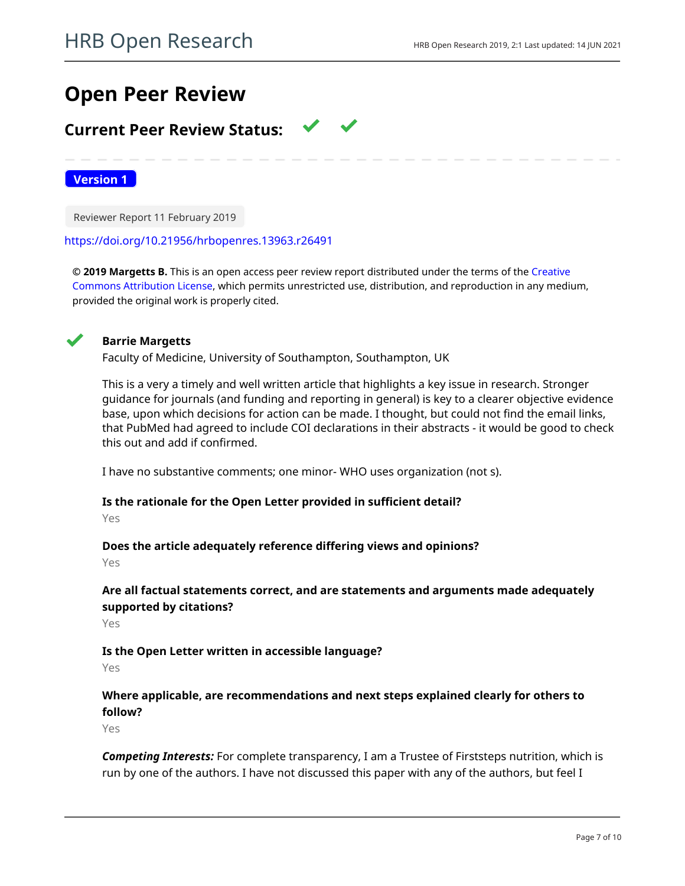# Open Peer Review

## Current Peer Review Status: ✔ ✔

**Version 1**

Reviewer Report 11 February 2019

https://doi.org/10.21956/hrbopenres.13963.r26491

**© 2019 Margetts B.** This is an open access peer review report distributed under the terms of the Creative Commons Attribution License, which permits unrestricted use, distribution, and reproduction in any medium, provided the original work is properly cited.

✔ **Barrie Margetts**

Faculty of Medicine, University of Southampton, Southampton, UK

This is a very a timely and well written article that highlights a key issue in research. Stronger guidance for journals (and funding and reporting in general) is key to a clearer objective evidence base, upon which decisions for action can be made. I thought, but could not find the email links, that PubMed had agreed to include COI declarations in their abstracts - it would be good to check this out and add if confirmed.

I have no substantive comments; one minor- WHO uses organization (not s).

**Is the rationale for the Open Letter provided in sufficient detail?**

Yes

**Does the article adequately reference differing views and opinions?**

Yes

**Are all factual statements correct, and are statements and arguments made adequately supported by citations?**

Yes

**Is the Open Letter written in accessible language?**

Yes

**Where applicable, are recommendations and next steps explained clearly for others to follow?**

Yes

***Competing Interests:*** For complete transparency, I am a Trustee of Firststeps nutrition, which is run by one of the authors. I have not discussed this paper with any of the authors, but feel I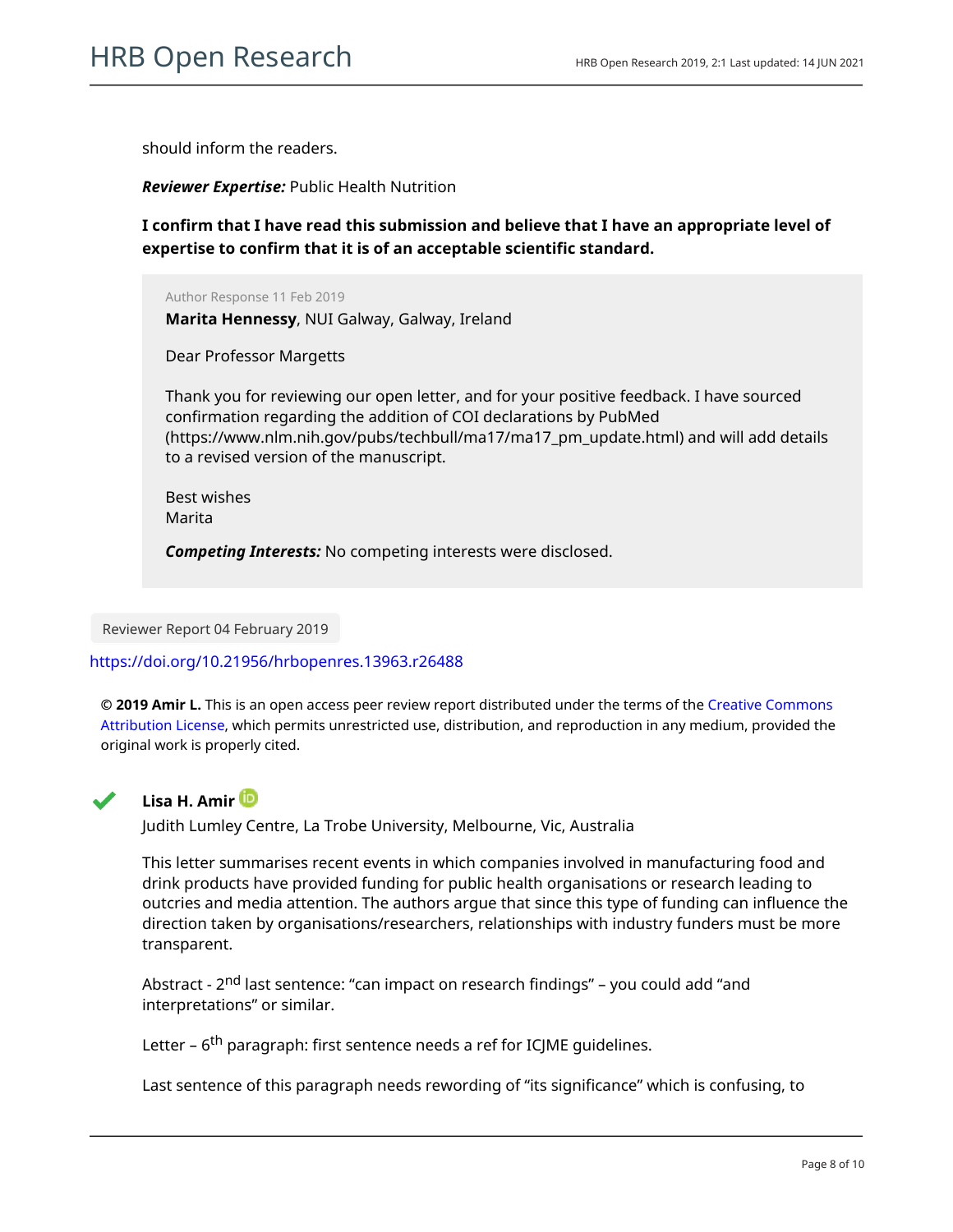should inform the readers.

***Reviewer Expertise:*** Public Health Nutrition

**I confirm that I have read this submission and believe that I have an appropriate level of expertise to confirm that it is of an acceptable scientific standard.**

> Author Response 11 Feb 2019
>
> **Marita Hennessy**, NUI Galway, Galway, Ireland
>
> Dear Professor Margetts
>
> Thank you for reviewing our open letter, and for your positive feedback. I have sourced confirmation regarding the addition of COI declarations by PubMed (https://www.nlm.nih.gov/pubs/techbull/ma17/ma17_pm_update.html) and will add details to a revised version of the manuscript.
>
> Best wishes
> Marita
>
> ***Competing Interests:*** No competing interests were disclosed.

Reviewer Report 04 February 2019

https://doi.org/10.21956/hrbopenres.13963.r26488

**© 2019 Amir L.** This is an open access peer review report distributed under the terms of the Creative Commons Attribution License, which permits unrestricted use, distribution, and reproduction in any medium, provided the original work is properly cited.

**Lisa H. Amir**

Judith Lumley Centre, La Trobe University, Melbourne, Vic, Australia

This letter summarises recent events in which companies involved in manufacturing food and drink products have provided funding for public health organisations or research leading to outcries and media attention. The authors argue that since this type of funding can influence the direction taken by organisations/researchers, relationships with industry funders must be more transparent.

Abstract - 2nd last sentence: "can impact on research findings" – you could add "and interpretations" or similar.

Letter – 6th paragraph: first sentence needs a ref for ICJME guidelines.

Last sentence of this paragraph needs rewording of "its significance" which is confusing, to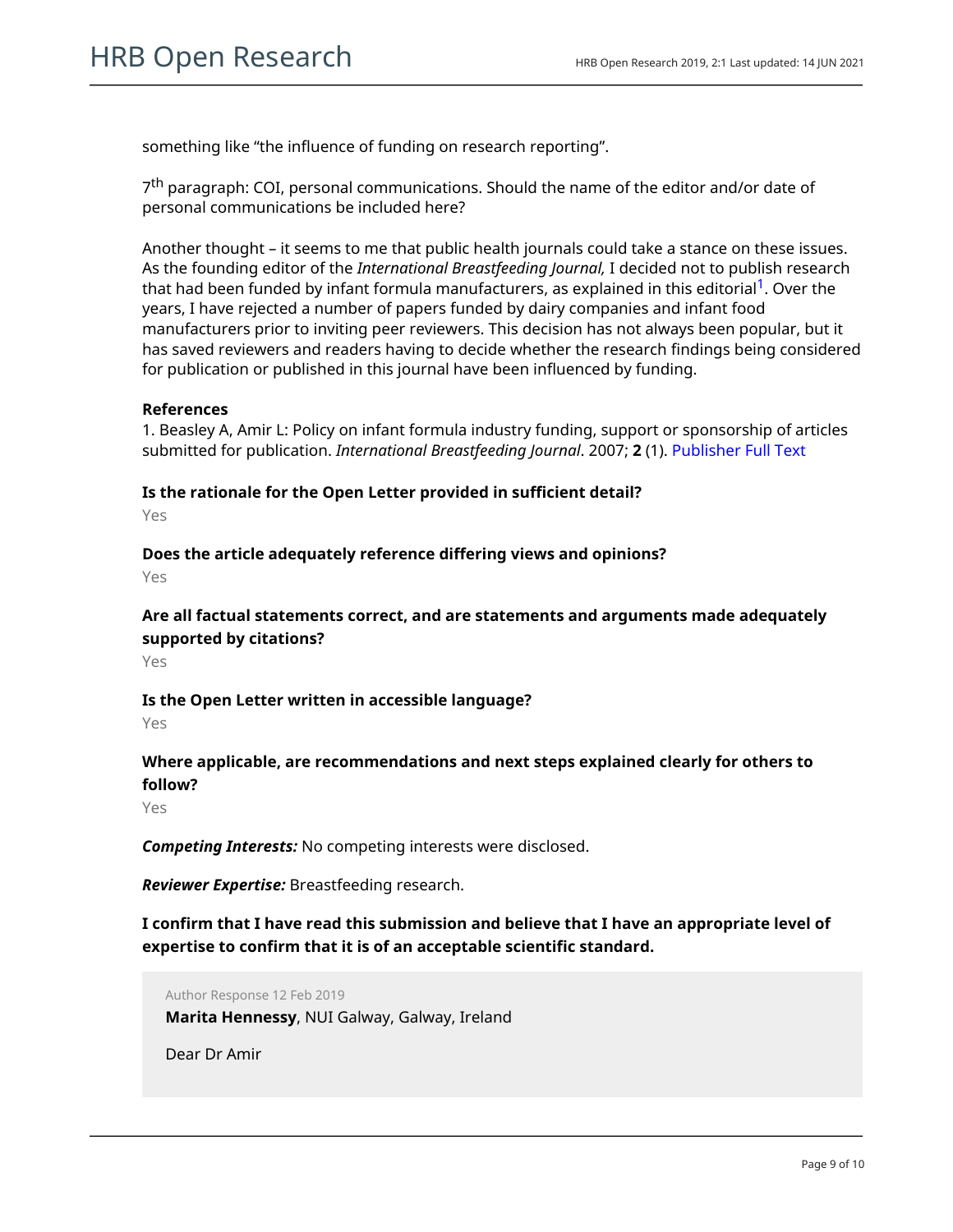something like “the influence of funding on research reporting”.

7th paragraph: COI, personal communications. Should the name of the editor and/or date of personal communications be included here?

Another thought – it seems to me that public health journals could take a stance on these issues. As the founding editor of the *International Breastfeeding Journal,* I decided not to publish research that had been funded by infant formula manufacturers, as explained in this editorial[1]. Over the years, I have rejected a number of papers funded by dairy companies and infant food manufacturers prior to inviting peer reviewers. This decision has not always been popular, but it has saved reviewers and readers having to decide whether the research findings being considered for publication or published in this journal have been influenced by funding.

**References**

1. Beasley A, Amir L: Policy on infant formula industry funding, support or sponsorship of articles submitted for publication. *International Breastfeeding Journal*. 2007; **2** (1). Publisher Full Text

**Is the rationale for the Open Letter provided in sufficient detail?**

Yes

**Does the article adequately reference differing views and opinions?**

Yes

**Are all factual statements correct, and are statements and arguments made adequately supported by citations?**

Yes

**Is the Open Letter written in accessible language?**

Yes

**Where applicable, are recommendations and next steps explained clearly for others to follow?**

Yes

***Competing Interests:*** No competing interests were disclosed.

***Reviewer Expertise:*** Breastfeeding research.

**I confirm that I have read this submission and believe that I have an appropriate level of expertise to confirm that it is of an acceptable scientific standard.**

Author Response 12 Feb 2019

**Marita Hennessy**, NUI Galway, Galway, Ireland

Dear Dr Amir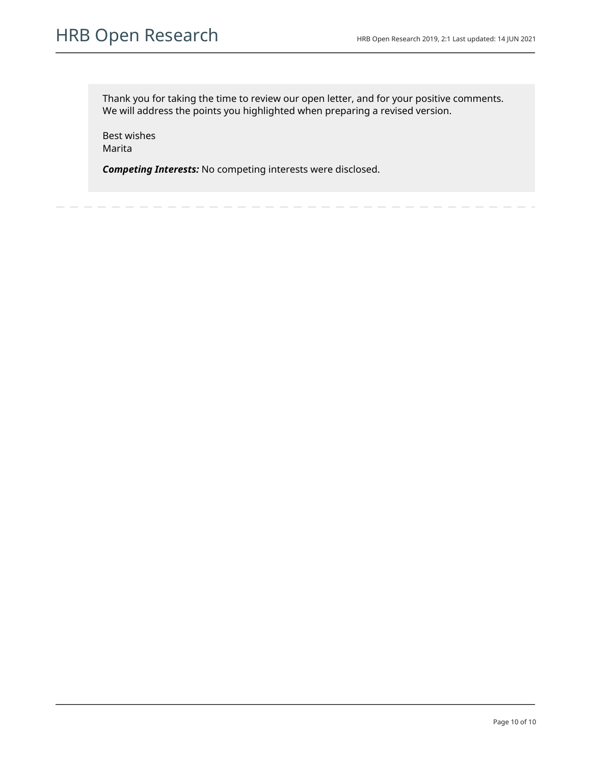Thank you for taking the time to review our open letter, and for your positive comments. We will address the points you highlighted when preparing a revised version.

Best wishes
Marita

***Competing Interests:*** No competing interests were disclosed.